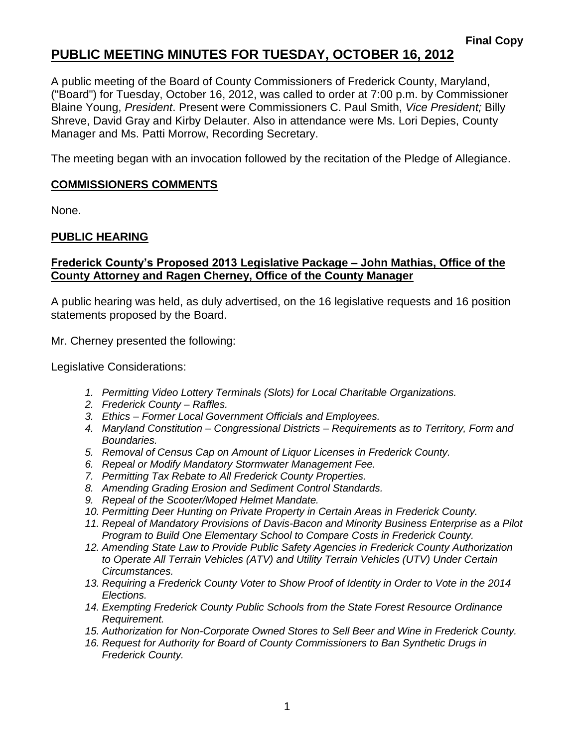**Final Copy**

# PUBLIC MEETING MINUTES FOR TUESDAY, OCTOBER 16, 2012

A public meeting of the Board of County Commissioners of Frederick County, Maryland, ("Board") for Tuesday, October 16, 2012, was called to order at 7:00 p.m. by Commissioner Blaine Young, *President*. Present were Commissioners C. Paul Smith, *Vice President;* Billy Shreve, David Gray and Kirby Delauter. Also in attendance were Ms. Lori Depies, County Manager and Ms. Patti Morrow, Recording Secretary.

The meeting began with an invocation followed by the recitation of the Pledge of Allegiance.

## COMMISSIONERS COMMENTS

None.

## PUBLIC HEARING

### Frederick County's Proposed 2013 Legislative Package – John Mathias, Office of the County Attorney and Ragen Cherney, Office of the County Manager

A public hearing was held, as duly advertised, on the 16 legislative requests and 16 position statements proposed by the Board.

Mr. Cherney presented the following:

Legislative Considerations:

1. *Permitting Video Lottery Terminals (Slots) for Local Charitable Organizations.*
2. *Frederick County – Raffles.*
3. *Ethics – Former Local Government Officials and Employees.*
4. *Maryland Constitution – Congressional Districts – Requirements as to Territory, Form and Boundaries.*
5. *Removal of Census Cap on Amount of Liquor Licenses in Frederick County.*
6. *Repeal or Modify Mandatory Stormwater Management Fee.*
7. *Permitting Tax Rebate to All Frederick County Properties.*
8. *Amending Grading Erosion and Sediment Control Standards.*
9. *Repeal of the Scooter/Moped Helmet Mandate.*
10. *Permitting Deer Hunting on Private Property in Certain Areas in Frederick County.*
11. *Repeal of Mandatory Provisions of Davis-Bacon and Minority Business Enterprise as a Pilot Program to Build One Elementary School to Compare Costs in Frederick County.*
12. *Amending State Law to Provide Public Safety Agencies in Frederick County Authorization to Operate All Terrain Vehicles (ATV) and Utility Terrain Vehicles (UTV) Under Certain Circumstances.*
13. *Requiring a Frederick County Voter to Show Proof of Identity in Order to Vote in the 2014 Elections.*
14. *Exempting Frederick County Public Schools from the State Forest Resource Ordinance Requirement.*
15. *Authorization for Non-Corporate Owned Stores to Sell Beer and Wine in Frederick County.*
16. *Request for Authority for Board of County Commissioners to Ban Synthetic Drugs in Frederick County.*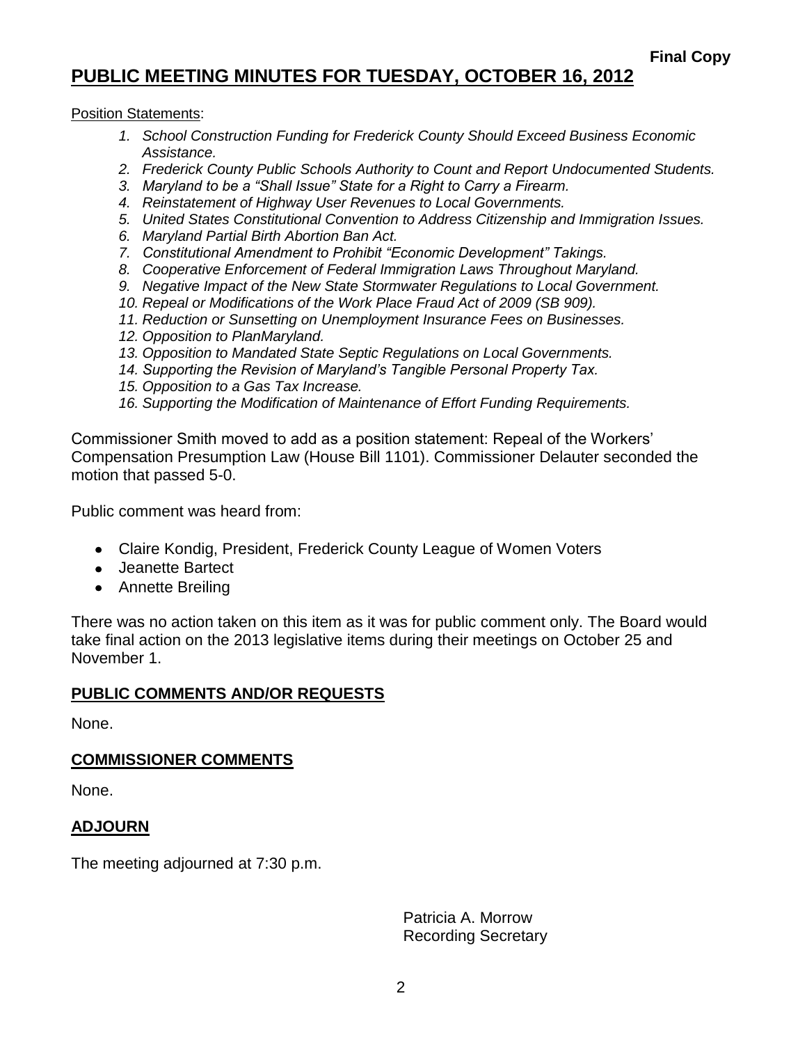**Final Copy**

# PUBLIC MEETING MINUTES FOR TUESDAY, OCTOBER 16, 2012

Position Statements:

1. *School Construction Funding for Frederick County Should Exceed Business Economic Assistance.*
2. *Frederick County Public Schools Authority to Count and Report Undocumented Students.*
3. *Maryland to be a "Shall Issue" State for a Right to Carry a Firearm.*
4. *Reinstatement of Highway User Revenues to Local Governments.*
5. *United States Constitutional Convention to Address Citizenship and Immigration Issues.*
6. *Maryland Partial Birth Abortion Ban Act.*
7. *Constitutional Amendment to Prohibit "Economic Development" Takings.*
8. *Cooperative Enforcement of Federal Immigration Laws Throughout Maryland.*
9. *Negative Impact of the New State Stormwater Regulations to Local Government.*
10. *Repeal or Modifications of the Work Place Fraud Act of 2009 (SB 909).*
11. *Reduction or Sunsetting on Unemployment Insurance Fees on Businesses.*
12. *Opposition to PlanMaryland.*
13. *Opposition to Mandated State Septic Regulations on Local Governments.*
14. *Supporting the Revision of Maryland's Tangible Personal Property Tax.*
15. *Opposition to a Gas Tax Increase.*
16. *Supporting the Modification of Maintenance of Effort Funding Requirements.*

Commissioner Smith moved to add as a position statement: Repeal of the Workers' Compensation Presumption Law (House Bill 1101). Commissioner Delauter seconded the motion that passed 5-0.

Public comment was heard from:

- Claire Kondig, President, Frederick County League of Women Voters
- Jeanette Bartect
- Annette Breiling

There was no action taken on this item as it was for public comment only. The Board would take final action on the 2013 legislative items during their meetings on October 25 and November 1.

## PUBLIC COMMENTS AND/OR REQUESTS

None.

## COMMISSIONER COMMENTS

None.

## ADJOURN

The meeting adjourned at 7:30 p.m.

Patricia A. Morrow
Recording Secretary